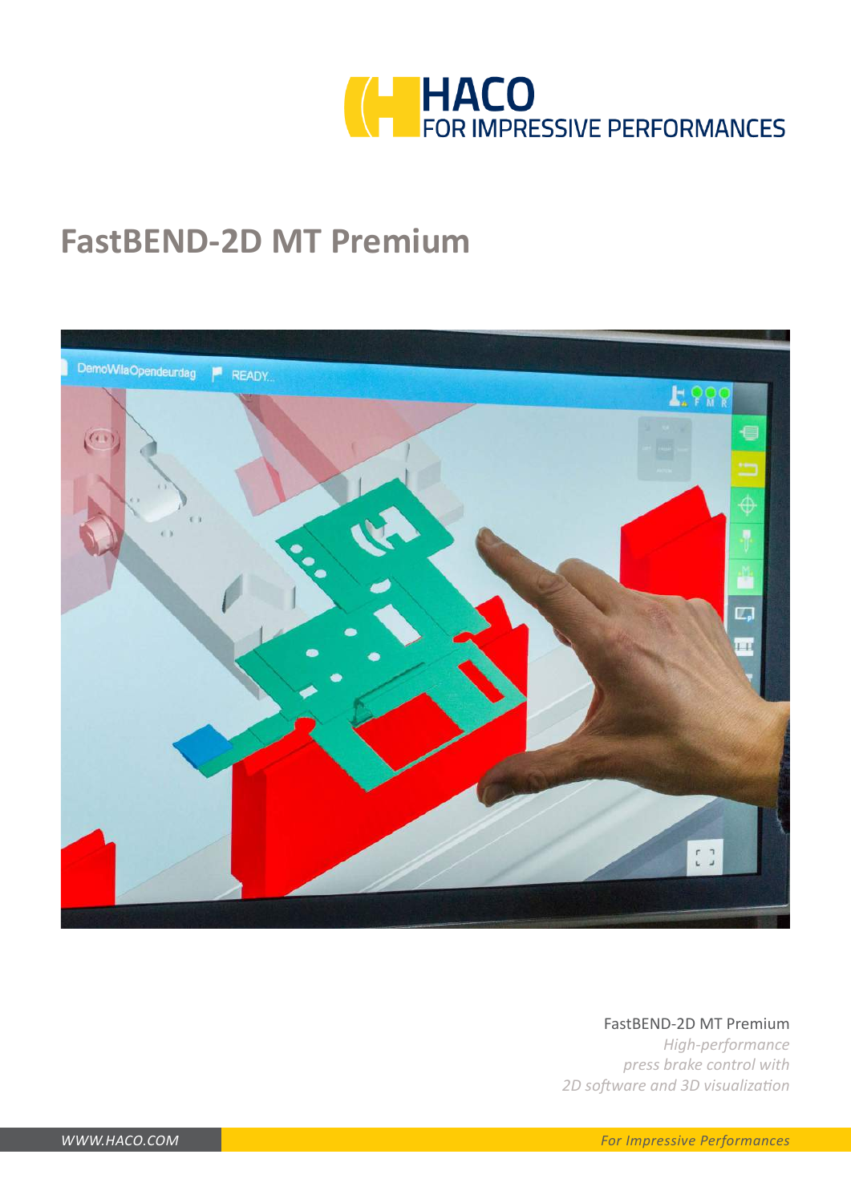HACO

FOR IMPRESSIVE PERFORMANCES

# FastBEND-2D MT Premium

FastBEND-2D MT Premium

*High-performance press brake control with 2D software and 3D visualization*

*WWW.HACO.COM*

*For Impressive Performances*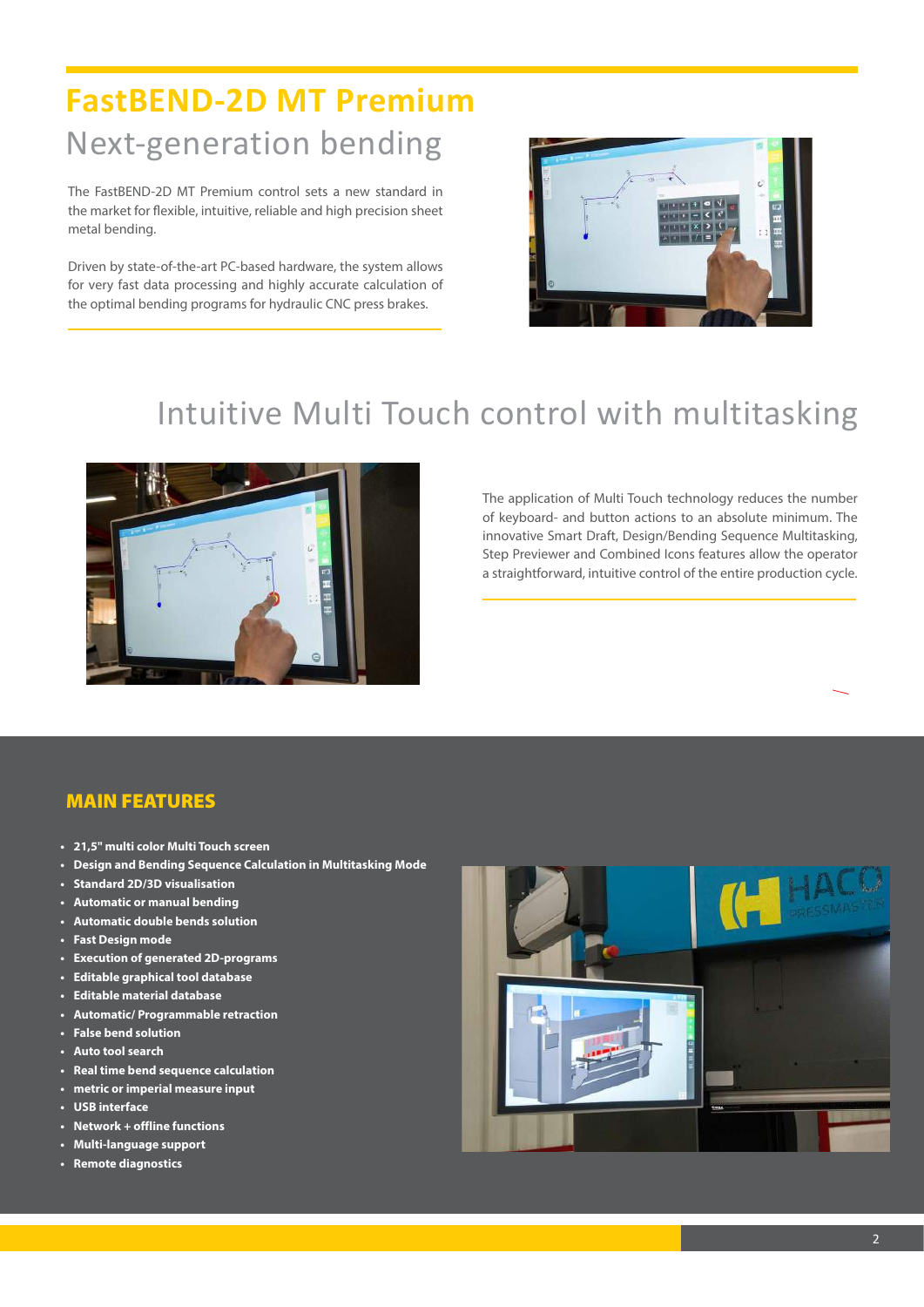# FastBEND-2D MT Premium

## Next-generation bending

The FastBEND-2D MT Premium control sets a new standard in the market for flexible, intuitive, reliable and high precision sheet metal bending.

Driven by state-of-the-art PC-based hardware, the system allows for very fast data processing and highly accurate calculation of the optimal bending programs for hydraulic CNC press brakes.

## Intuitive Multi Touch control with multitasking

The application of Multi Touch technology reduces the number of keyboard- and button actions to an absolute minimum. The innovative Smart Draft, Design/Bending Sequence Multitasking, Step Previewer and Combined Icons features allow the operator a straightforward, intuitive control of the entire production cycle.

## MAIN FEATURES

- **21,5" multi color Multi Touch screen**
- **Design and Bending Sequence Calculation in Multitasking Mode**
- **Standard 2D/3D visualisation**
- **Automatic or manual bending**
- **Automatic double bends solution**
- **Fast Design mode**
- **Execution of generated 2D-programs**
- **Editable graphical tool database**
- **Editable material database**
- **Automatic/ Programmable retraction**
- **False bend solution**
- **Auto tool search**
- **Real time bend sequence calculation**
- **metric or imperial measure input**
- **USB interface**
- **Network + offline functions**
- **Multi-language support**
- **Remote diagnostics**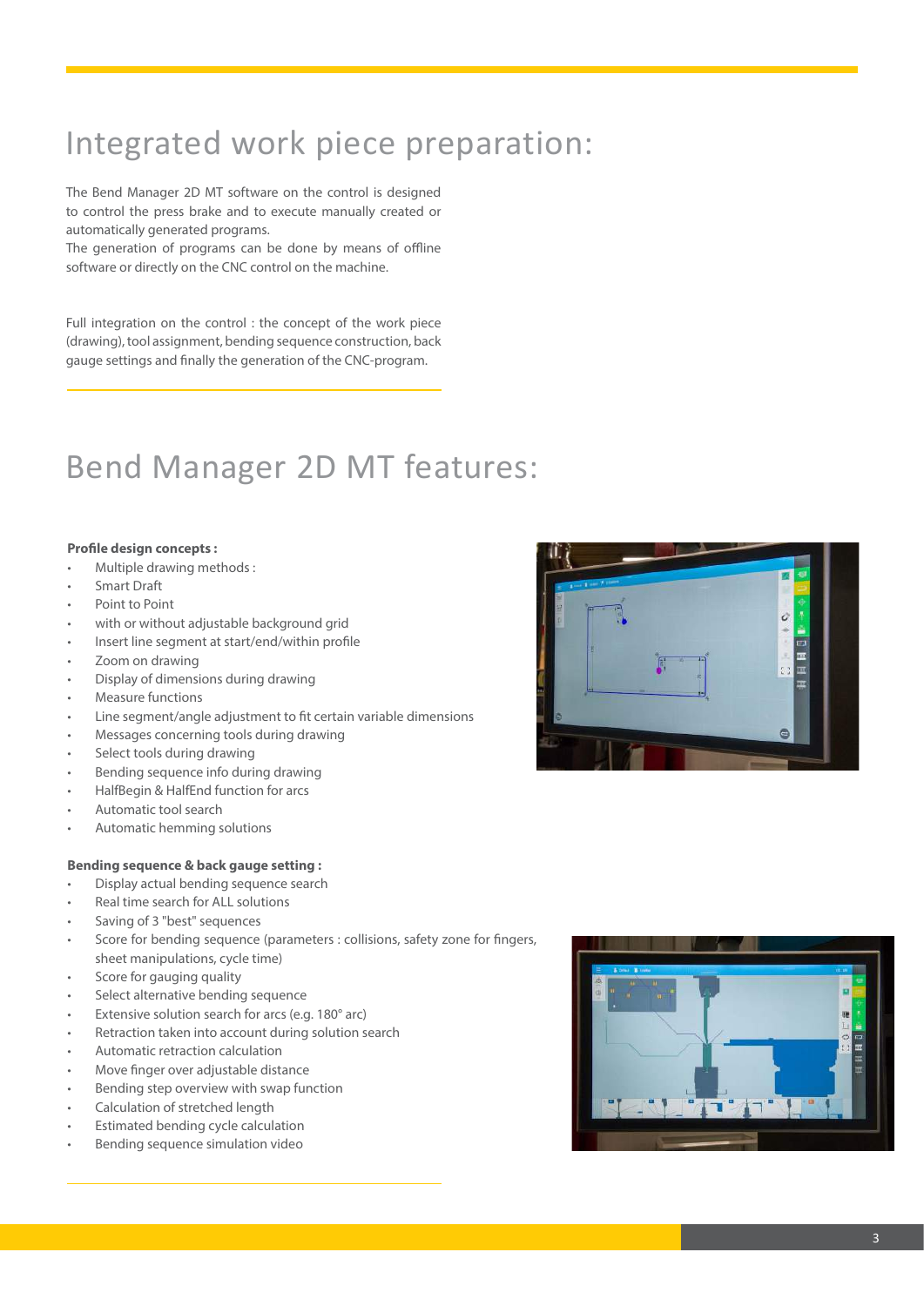# Integrated work piece preparation:

The Bend Manager 2D MT software on the control is designed to control the press brake and to execute manually created or automatically generated programs.
The generation of programs can be done by means of offline software or directly on the CNC control on the machine.

Full integration on the control : the concept of the work piece (drawing), tool assignment, bending sequence construction, back gauge settings and finally the generation of the CNC-program.

# Bend Manager 2D MT features:

**Profile design concepts :**

- Multiple drawing methods :
- Smart Draft
- Point to Point
- with or without adjustable background grid
- Insert line segment at start/end/within profile
- Zoom on drawing
- Display of dimensions during drawing
- Measure functions
- Line segment/angle adjustment to fit certain variable dimensions
- Messages concerning tools during drawing
- Select tools during drawing
- Bending sequence info during drawing
- HalfBegin & HalfEnd function for arcs
- Automatic tool search
- Automatic hemming solutions

**Bending sequence & back gauge setting :**

- Display actual bending sequence search
- Real time search for ALL solutions
- Saving of 3 "best" sequences
- Score for bending sequence (parameters : collisions, safety zone for fingers, sheet manipulations, cycle time)
- Score for gauging quality
- Select alternative bending sequence
- Extensive solution search for arcs (e.g. 180° arc)
- Retraction taken into account during solution search
- Automatic retraction calculation
- Move finger over adjustable distance
- Bending step overview with swap function
- Calculation of stretched length
- Estimated bending cycle calculation
- Bending sequence simulation video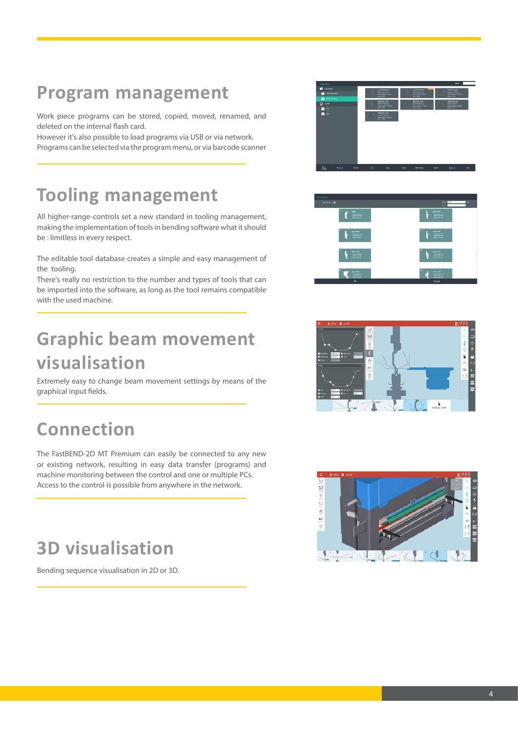## Program management

Work piece programs can be stored, copied, moved, renamed, and deleted on the internal flash card.
However it's also possible to load programs via USB or via network.
Programs can be selected via the program menu, or via barcode scanner

## Tooling management

All higher-range-controls set a new standard in tooling management, making the implementation of tools in bending software what it should be : limitless in every respect.

The editable tool database creates a simple and easy management of the tooling.
There's really no restriction to the number and types of tools that can be imported into the software, as long as the tool remains compatible with the used machine.

## Graphic beam movement visualisation

Extremely easy to change beam movement settings by means of the graphical input fields.

## Connection

The FastBEND-2D MT Premium can easily be connected to any new or existing network, resulting in easy data transfer (programs) and machine monitoring between the control and one or multiple PCs.
Access to the control is possible from anywhere in the network.

## 3D visualisation

Bending sequence visualisation in 2D or 3D.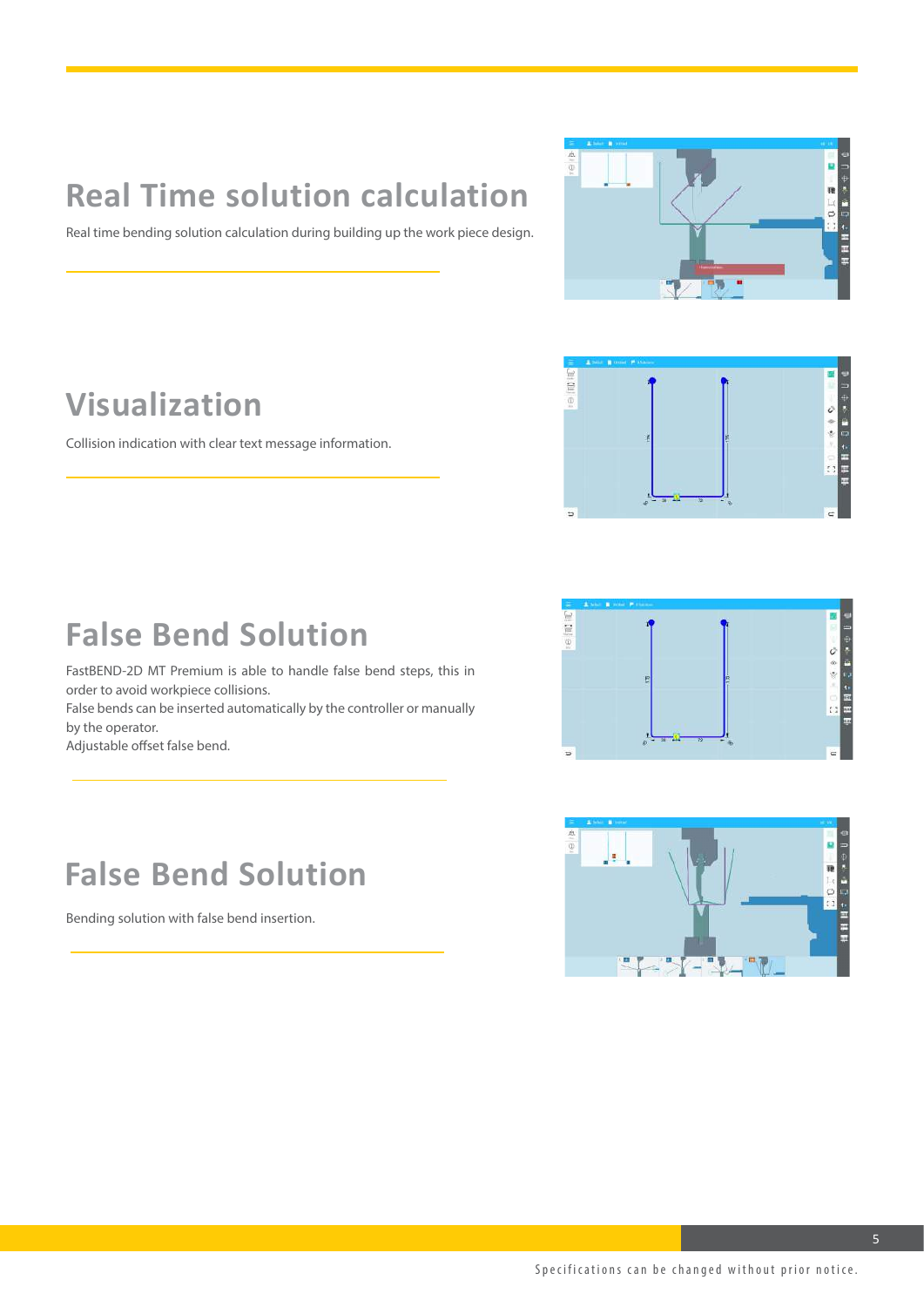## Real Time solution calculation

Real time bending solution calculation during building up the work piece design.

## Visualization

Collision indication with clear text message information.

## False Bend Solution

FastBEND-2D MT Premium is able to handle false bend steps, this in order to avoid workpiece collisions.
False bends can be inserted automatically by the controller or manually by the operator.
Adjustable offset false bend.

## False Bend Solution

Bending solution with false bend insertion.

Specifications can be changed without prior notice.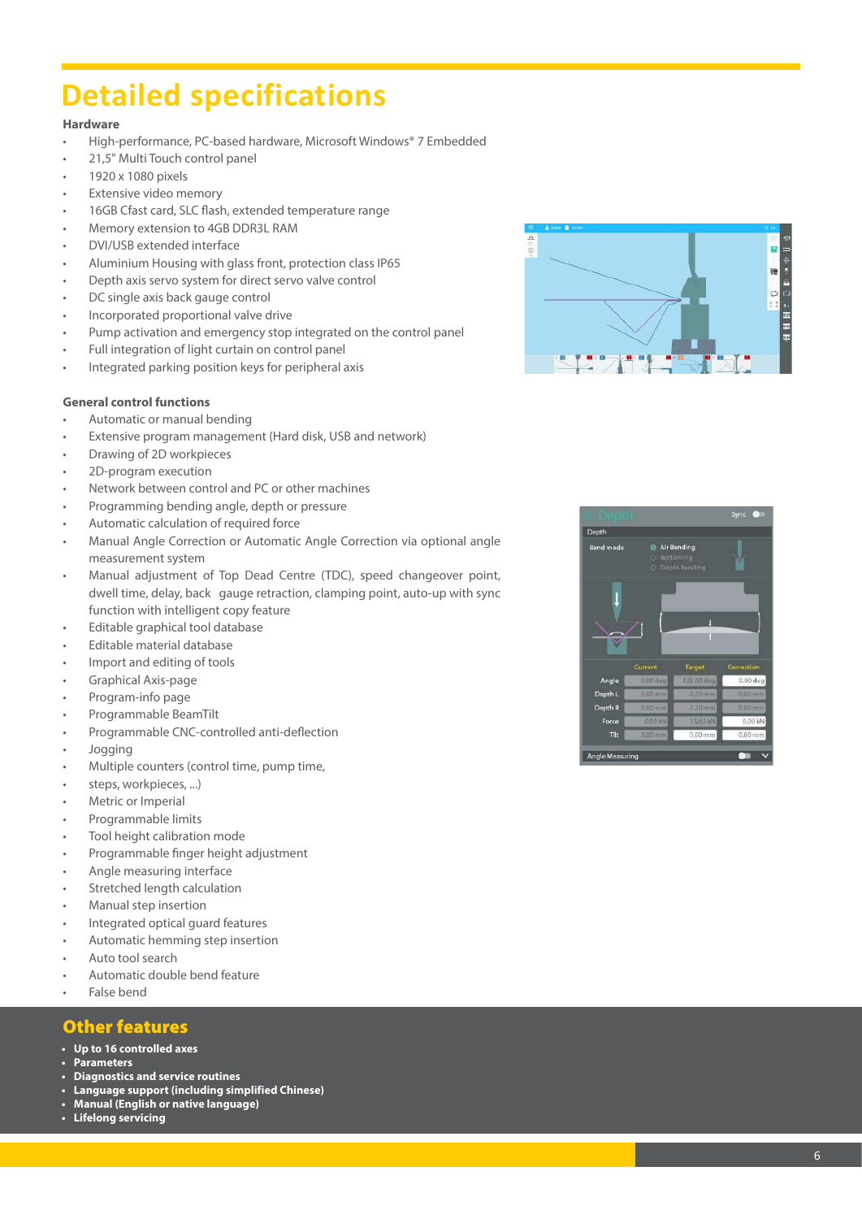# Detailed specifications

### Hardware

- High-performance, PC-based hardware, Microsoft Windows® 7 Embedded
- 21,5" Multi Touch control panel
- 1920 x 1080 pixels
- Extensive video memory
- 16GB Cfast card, SLC flash, extended temperature range
- Memory extension to 4GB DDR3L RAM
- DVI/USB extended interface
- Aluminium Housing with glass front, protection class IP65
- Depth axis servo system for direct servo valve control
- DC single axis back gauge control
- Incorporated proportional valve drive
- Pump activation and emergency stop integrated on the control panel
- Full integration of light curtain on control panel
- Integrated parking position keys for peripheral axis

### General control functions

- Automatic or manual bending
- Extensive program management (Hard disk, USB and network)
- Drawing of 2D workpieces
- 2D-program execution
- Network between control and PC or other machines
- Programming bending angle, depth or pressure
- Automatic calculation of required force
- Manual Angle Correction or Automatic Angle Correction via optional angle measurement system
- Manual adjustment of Top Dead Centre (TDC), speed changeover point, dwell time, delay, back gauge retraction, clamping point, auto-up with sync function with intelligent copy feature
- Editable graphical tool database
- Editable material database
- Import and editing of tools
- Graphical Axis-page
- Program-info page
- Programmable BeamTilt
- Programmable CNC-controlled anti-deflection
- Jogging
- Multiple counters (control time, pump time,
- steps, workpieces, ...)
- Metric or Imperial
- Programmable limits
- Tool height calibration mode
- Programmable finger height adjustment
- Angle measuring interface
- Stretched length calculation
- Manual step insertion
- Integrated optical guard features
- Automatic hemming step insertion
- Auto tool search
- Automatic double bend feature
- False bend

## Other features

- **Up to 16 controlled axes**
- **Parameters**
- **Diagnostics and service routines**
- **Language support (including simplified Chinese)**
- **Manual (English or native language)**
- **Lifelong servicing**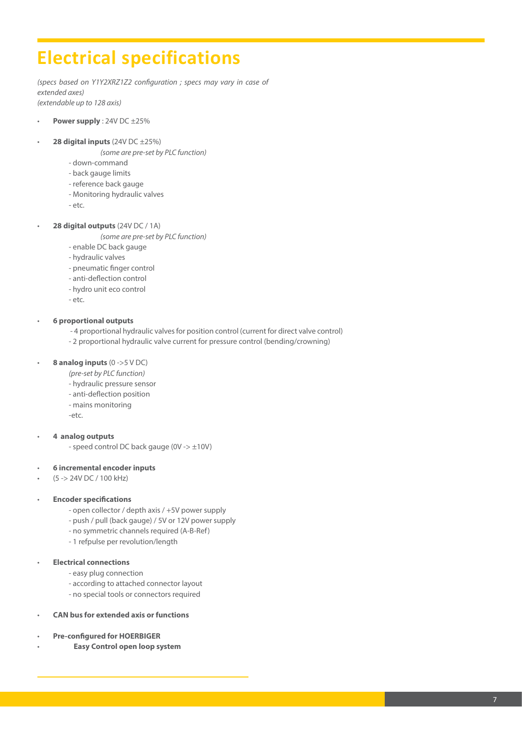# Electrical specifications

*(specs based on Y1Y2XRZ1Z2 configuration ; specs may vary in case of extended axes)*
*(extendable up to 128 axis)*

- **Power supply** : 24V DC ±25%

- **28 digital inputs** (24V DC ±25%)
  *(some are pre-set by PLC function)*
  - down-command
  - back gauge limits
  - reference back gauge
  - Monitoring hydraulic valves
  - etc.

- **28 digital outputs** (24V DC / 1A)
  *(some are pre-set by PLC function)*
  - enable DC back gauge
  - hydraulic valves
  - pneumatic finger control
  - anti-deflection control
  - hydro unit eco control
  - etc.

- **6 proportional outputs**
  - 4 proportional hydraulic valves for position control (current for direct valve control)
  - 2 proportional hydraulic valve current for pressure control (bending/crowning)

- **8 analog inputs** (0 ->5 V DC)
  *(pre-set by PLC function)*
  - hydraulic pressure sensor
  - anti-deflection position
  - mains monitoring
  - etc.

- **4 analog outputs**
  - speed control DC back gauge (0V -> ±10V)

- **6 incremental encoder inputs**
- (5 -> 24V DC / 100 kHz)

- **Encoder specifications**
  - open collector / depth axis / +5V power supply
  - push / pull (back gauge) / 5V or 12V power supply
  - no symmetric channels required (A-B-Ref)
  - 1 refpulse per revolution/length

- **Electrical connections**
  - easy plug connection
  - according to attached connector layout
  - no special tools or connectors required

- **CAN bus for extended axis or functions**

- **Pre-configured for HOERBIGER**
- **Easy Control open loop system**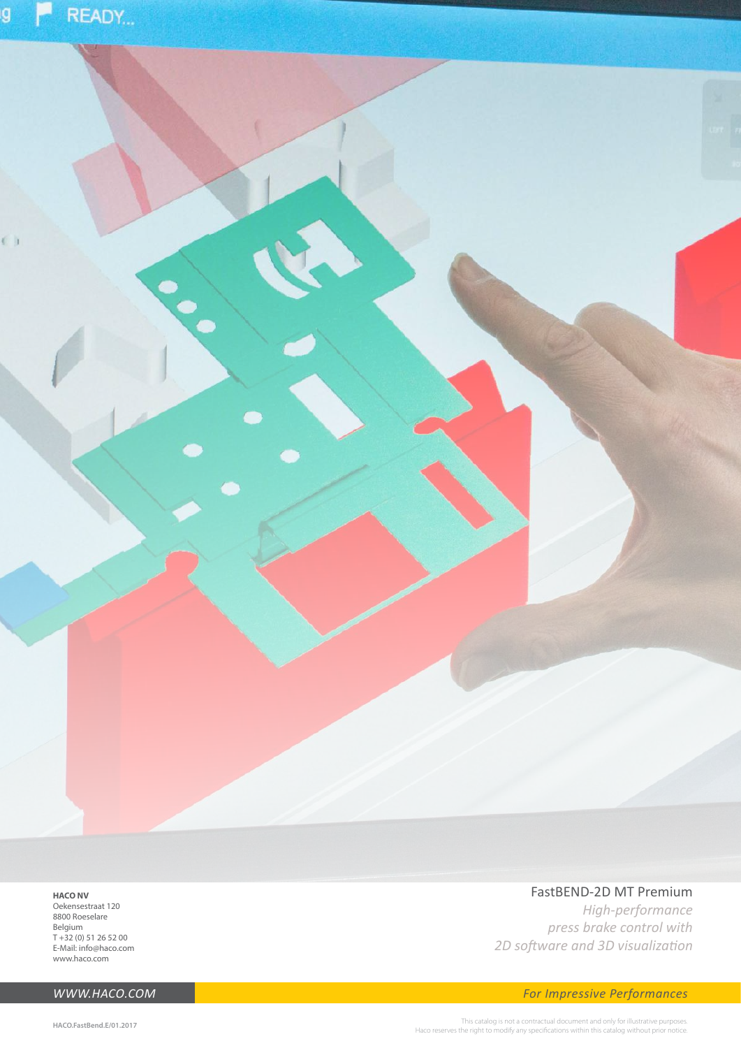**HACO NV**
Oekensestraat 120
8800 Roeselare
Belgium
T +32 (0) 51 26 52 00
E-Mail: info@haco.com
www.haco.com

FastBEND-2D MT Premium

*High-performance press brake control with 2D software and 3D visualization*

*WWW.HACO.COM*

*For Impressive Performances*

HACO.FastBend.E/01.2017

This catalog is not a contractual document and only for illustrative purposes.
Haco reserves the right to modify any specifications within this catalog without prior notice.